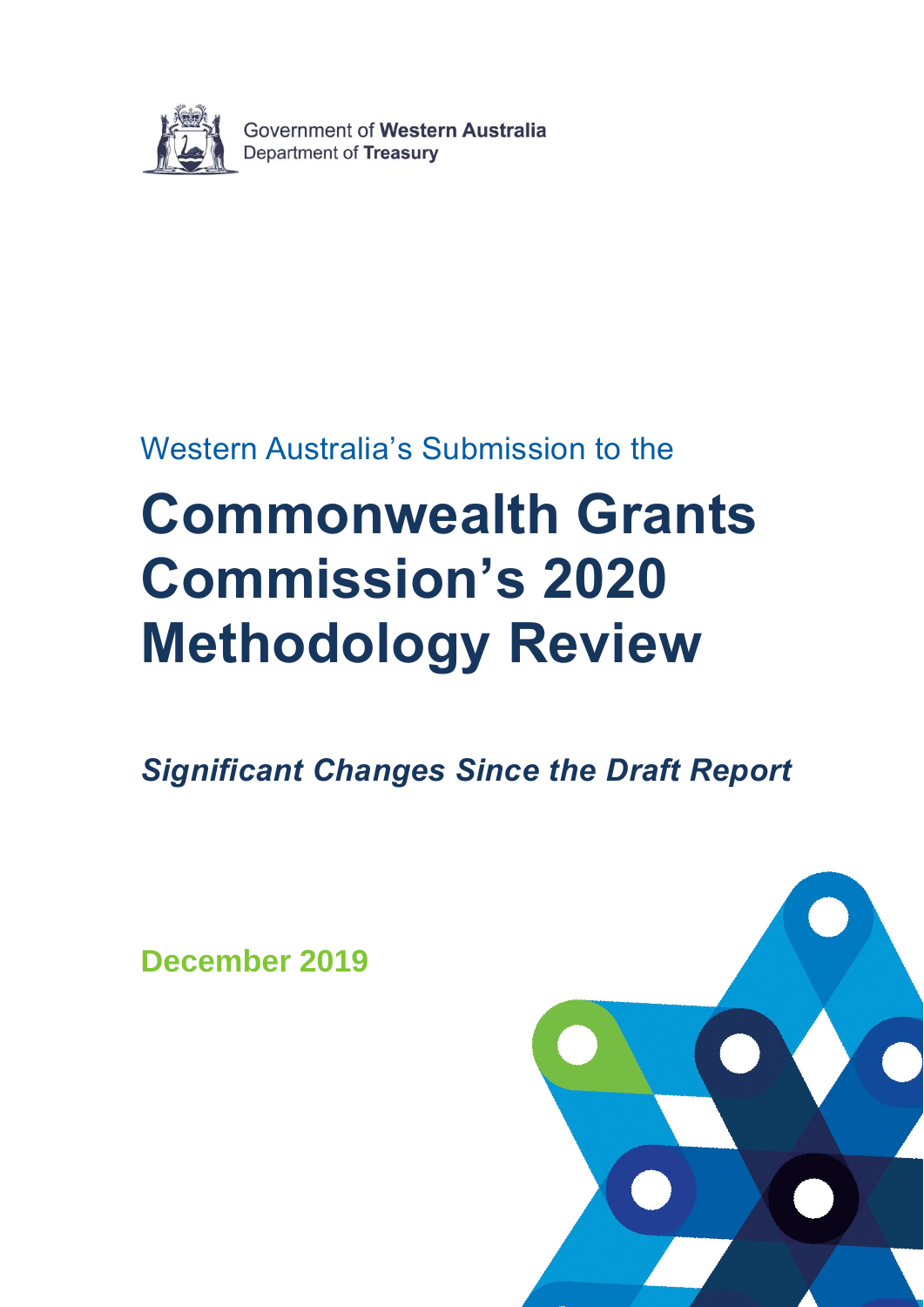Government of **Western Australia**
Department of **Treasury**

Western Australia's Submission to the

# Commonwealth Grants Commission's 2020 Methodology Review

***Significant Changes Since the Draft Report***

**December 2019**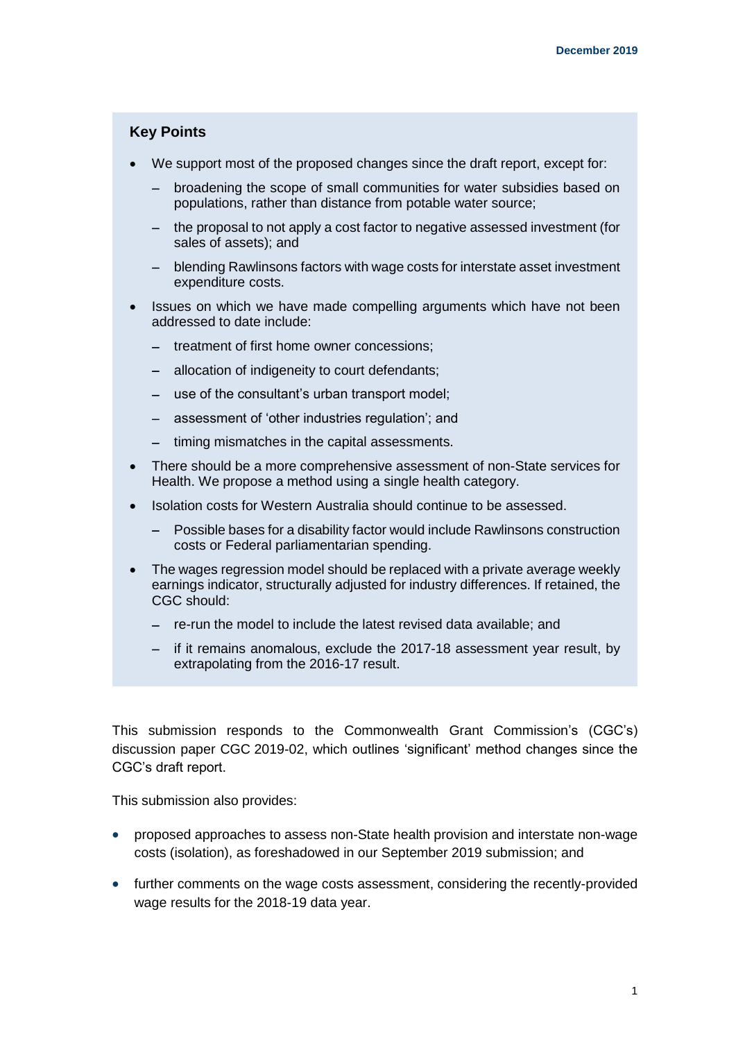## Key Points

- We support most of the proposed changes since the draft report, except for:
  - broadening the scope of small communities for water subsidies based on populations, rather than distance from potable water source;
  - the proposal to not apply a cost factor to negative assessed investment (for sales of assets); and
  - blending Rawlinsons factors with wage costs for interstate asset investment expenditure costs.
- Issues on which we have made compelling arguments which have not been addressed to date include:
  - treatment of first home owner concessions;
  - allocation of indigeneity to court defendants;
  - use of the consultant's urban transport model;
  - assessment of 'other industries regulation'; and
  - timing mismatches in the capital assessments.
- There should be a more comprehensive assessment of non-State services for Health. We propose a method using a single health category.
- Isolation costs for Western Australia should continue to be assessed.
  - Possible bases for a disability factor would include Rawlinsons construction costs or Federal parliamentarian spending.
- The wages regression model should be replaced with a private average weekly earnings indicator, structurally adjusted for industry differences. If retained, the CGC should:
  - re-run the model to include the latest revised data available; and
  - if it remains anomalous, exclude the 2017-18 assessment year result, by extrapolating from the 2016-17 result.

This submission responds to the Commonwealth Grant Commission's (CGC's) discussion paper CGC 2019-02, which outlines 'significant' method changes since the CGC's draft report.

This submission also provides:

- proposed approaches to assess non-State health provision and interstate non-wage costs (isolation), as foreshadowed in our September 2019 submission; and
- further comments on the wage costs assessment, considering the recently-provided wage results for the 2018-19 data year.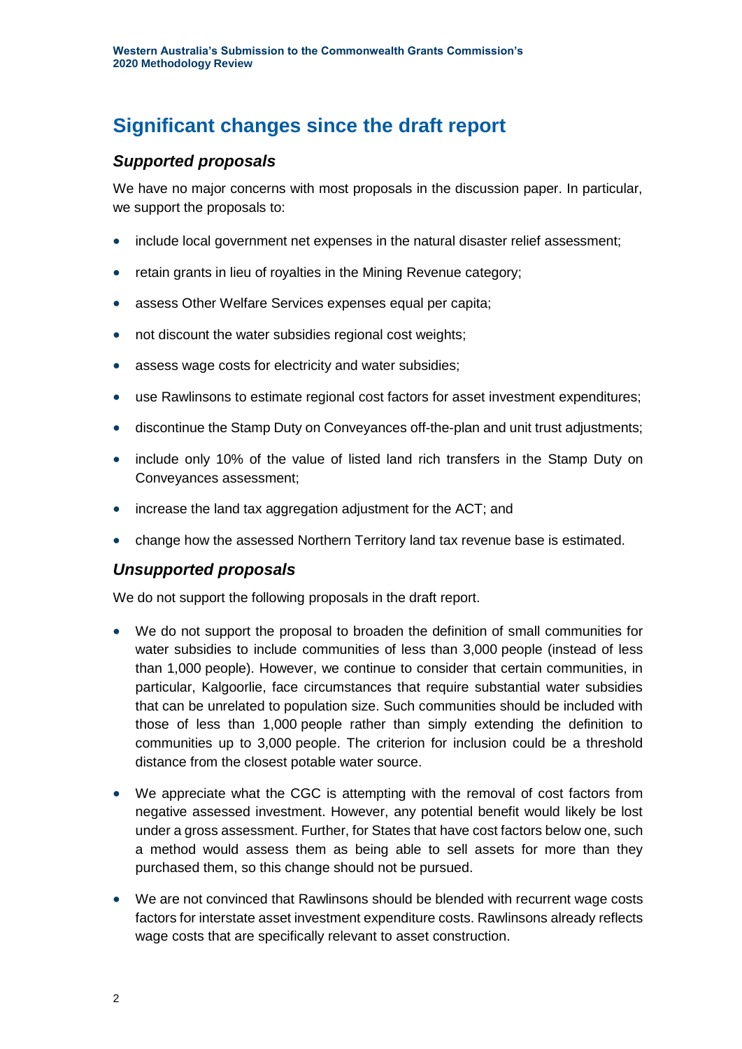# Significant changes since the draft report

## *Supported proposals*

We have no major concerns with most proposals in the discussion paper. In particular, we support the proposals to:

- include local government net expenses in the natural disaster relief assessment;
- retain grants in lieu of royalties in the Mining Revenue category;
- assess Other Welfare Services expenses equal per capita;
- not discount the water subsidies regional cost weights;
- assess wage costs for electricity and water subsidies;
- use Rawlinsons to estimate regional cost factors for asset investment expenditures;
- discontinue the Stamp Duty on Conveyances off-the-plan and unit trust adjustments;
- include only 10% of the value of listed land rich transfers in the Stamp Duty on Conveyances assessment;
- increase the land tax aggregation adjustment for the ACT; and
- change how the assessed Northern Territory land tax revenue base is estimated.

## *Unsupported proposals*

We do not support the following proposals in the draft report.

- We do not support the proposal to broaden the definition of small communities for water subsidies to include communities of less than 3,000 people (instead of less than 1,000 people). However, we continue to consider that certain communities, in particular, Kalgoorlie, face circumstances that require substantial water subsidies that can be unrelated to population size. Such communities should be included with those of less than 1,000 people rather than simply extending the definition to communities up to 3,000 people. The criterion for inclusion could be a threshold distance from the closest potable water source.
- We appreciate what the CGC is attempting with the removal of cost factors from negative assessed investment. However, any potential benefit would likely be lost under a gross assessment. Further, for States that have cost factors below one, such a method would assess them as being able to sell assets for more than they purchased them, so this change should not be pursued.
- We are not convinced that Rawlinsons should be blended with recurrent wage costs factors for interstate asset investment expenditure costs. Rawlinsons already reflects wage costs that are specifically relevant to asset construction.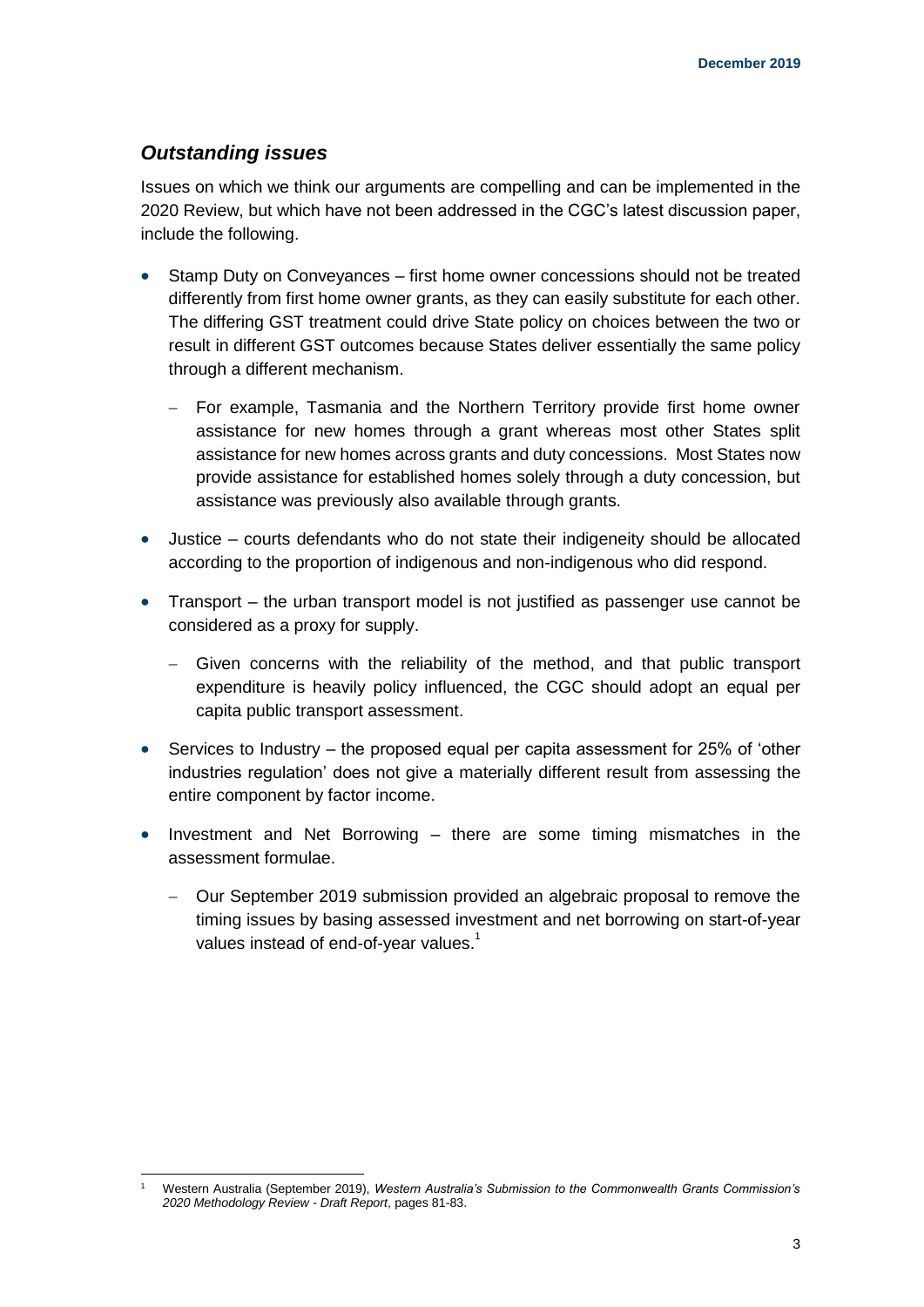### *Outstanding issues*

Issues on which we think our arguments are compelling and can be implemented in the 2020 Review, but which have not been addressed in the CGC's latest discussion paper, include the following.

- Stamp Duty on Conveyances – first home owner concessions should not be treated differently from first home owner grants, as they can easily substitute for each other. The differing GST treatment could drive State policy on choices between the two or result in different GST outcomes because States deliver essentially the same policy through a different mechanism.
  - For example, Tasmania and the Northern Territory provide first home owner assistance for new homes through a grant whereas most other States split assistance for new homes across grants and duty concessions. Most States now provide assistance for established homes solely through a duty concession, but assistance was previously also available through grants.
- Justice – courts defendants who do not state their indigeneity should be allocated according to the proportion of indigenous and non-indigenous who did respond.
- Transport – the urban transport model is not justified as passenger use cannot be considered as a proxy for supply.
  - Given concerns with the reliability of the method, and that public transport expenditure is heavily policy influenced, the CGC should adopt an equal per capita public transport assessment.
- Services to Industry – the proposed equal per capita assessment for 25% of 'other industries regulation' does not give a materially different result from assessing the entire component by factor income.
- Investment and Net Borrowing – there are some timing mismatches in the assessment formulae.
  - Our September 2019 submission provided an algebraic proposal to remove the timing issues by basing assessed investment and net borrowing on start-of-year values instead of end-of-year values.[1]

[1] Western Australia (September 2019), *Western Australia's Submission to the Commonwealth Grants Commission's 2020 Methodology Review - Draft Report*, pages 81-83.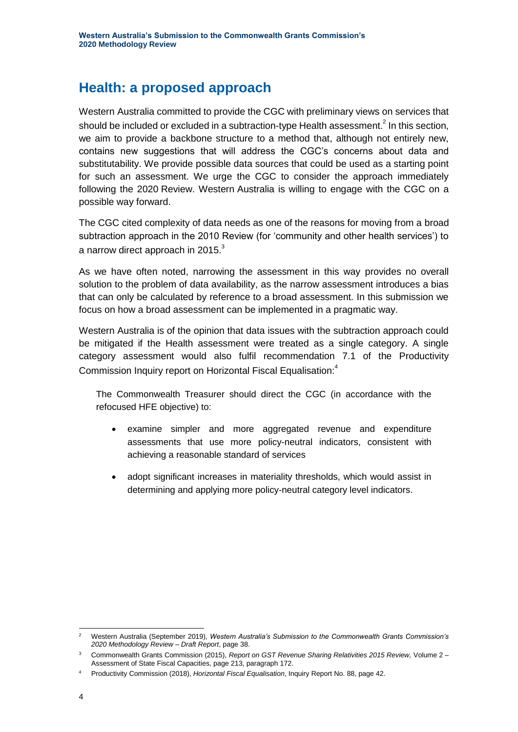## Health: a proposed approach

Western Australia committed to provide the CGC with preliminary views on services that should be included or excluded in a subtraction-type Health assessment.[2] In this section, we aim to provide a backbone structure to a method that, although not entirely new, contains new suggestions that will address the CGC's concerns about data and substitutability. We provide possible data sources that could be used as a starting point for such an assessment. We urge the CGC to consider the approach immediately following the 2020 Review. Western Australia is willing to engage with the CGC on a possible way forward.

The CGC cited complexity of data needs as one of the reasons for moving from a broad subtraction approach in the 2010 Review (for 'community and other health services') to a narrow direct approach in 2015.[3]

As we have often noted, narrowing the assessment in this way provides no overall solution to the problem of data availability, as the narrow assessment introduces a bias that can only be calculated by reference to a broad assessment. In this submission we focus on how a broad assessment can be implemented in a pragmatic way.

Western Australia is of the opinion that data issues with the subtraction approach could be mitigated if the Health assessment were treated as a single category. A single category assessment would also fulfil recommendation 7.1 of the Productivity Commission Inquiry report on Horizontal Fiscal Equalisation:[4]

> The Commonwealth Treasurer should direct the CGC (in accordance with the refocused HFE objective) to:
>
> - examine simpler and more aggregated revenue and expenditure assessments that use more policy-neutral indicators, consistent with achieving a reasonable standard of services
> - adopt significant increases in materiality thresholds, which would assist in determining and applying more policy-neutral category level indicators.

---

[2] Western Australia (September 2019), *Western Australia's Submission to the Commonwealth Grants Commission's 2020 Methodology Review – Draft Report*, page 38.

[3] Commonwealth Grants Commission (2015), *Report on GST Revenue Sharing Relativities 2015 Review,* Volume 2 – Assessment of State Fiscal Capacities, page 213, paragraph 172.

[4] Productivity Commission (2018), *Horizontal Fiscal Equalisation*, Inquiry Report No. 88, page 42.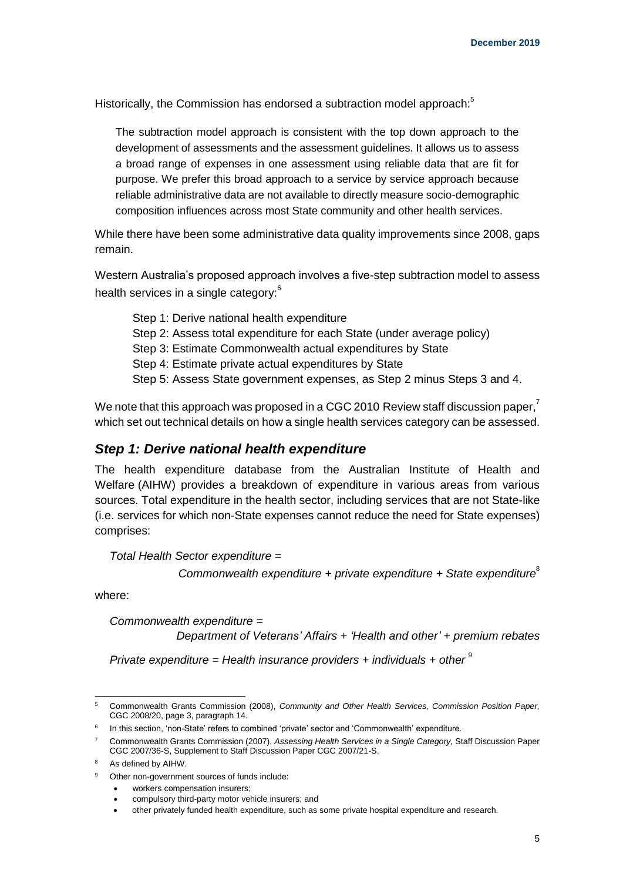Historically, the Commission has endorsed a subtraction model approach:[5]

> The subtraction model approach is consistent with the top down approach to the development of assessments and the assessment guidelines. It allows us to assess a broad range of expenses in one assessment using reliable data that are fit for purpose. We prefer this broad approach to a service by service approach because reliable administrative data are not available to directly measure socio-demographic composition influences across most State community and other health services.

While there have been some administrative data quality improvements since 2008, gaps remain.

Western Australia's proposed approach involves a five-step subtraction model to assess health services in a single category:[6]

- Step 1: Derive national health expenditure
- Step 2: Assess total expenditure for each State (under average policy)
- Step 3: Estimate Commonwealth actual expenditures by State
- Step 4: Estimate private actual expenditures by State
- Step 5: Assess State government expenses, as Step 2 minus Steps 3 and 4.

We note that this approach was proposed in a CGC 2010 Review staff discussion paper,[7] which set out technical details on how a single health services category can be assessed.

### *Step 1: Derive national health expenditure*

The health expenditure database from the Australian Institute of Health and Welfare (AIHW) provides a breakdown of expenditure in various areas from various sources. Total expenditure in the health sector, including services that are not State-like (i.e. services for which non-State expenses cannot reduce the need for State expenses) comprises:

*Total Health Sector expenditure =*

*Commonwealth expenditure + private expenditure + State expenditure*[8]

where:

*Commonwealth expenditure =*

*Department of Veterans' Affairs + 'Health and other' + premium rebates*

*Private expenditure = Health insurance providers + individuals + other*[9]

---

[5] Commonwealth Grants Commission (2008), *Community and Other Health Services, Commission Position Paper,* CGC 2008/20, page 3, paragraph 14.

[6] In this section, 'non-State' refers to combined 'private' sector and 'Commonwealth' expenditure.

[7] Commonwealth Grants Commission (2007), *Assessing Health Services in a Single Category,* Staff Discussion Paper CGC 2007/36-S, Supplement to Staff Discussion Paper CGC 2007/21-S.

[8] As defined by AIHW.

[9] Other non-government sources of funds include:

- workers compensation insurers;
- compulsory third-party motor vehicle insurers; and
- other privately funded health expenditure, such as some private hospital expenditure and research.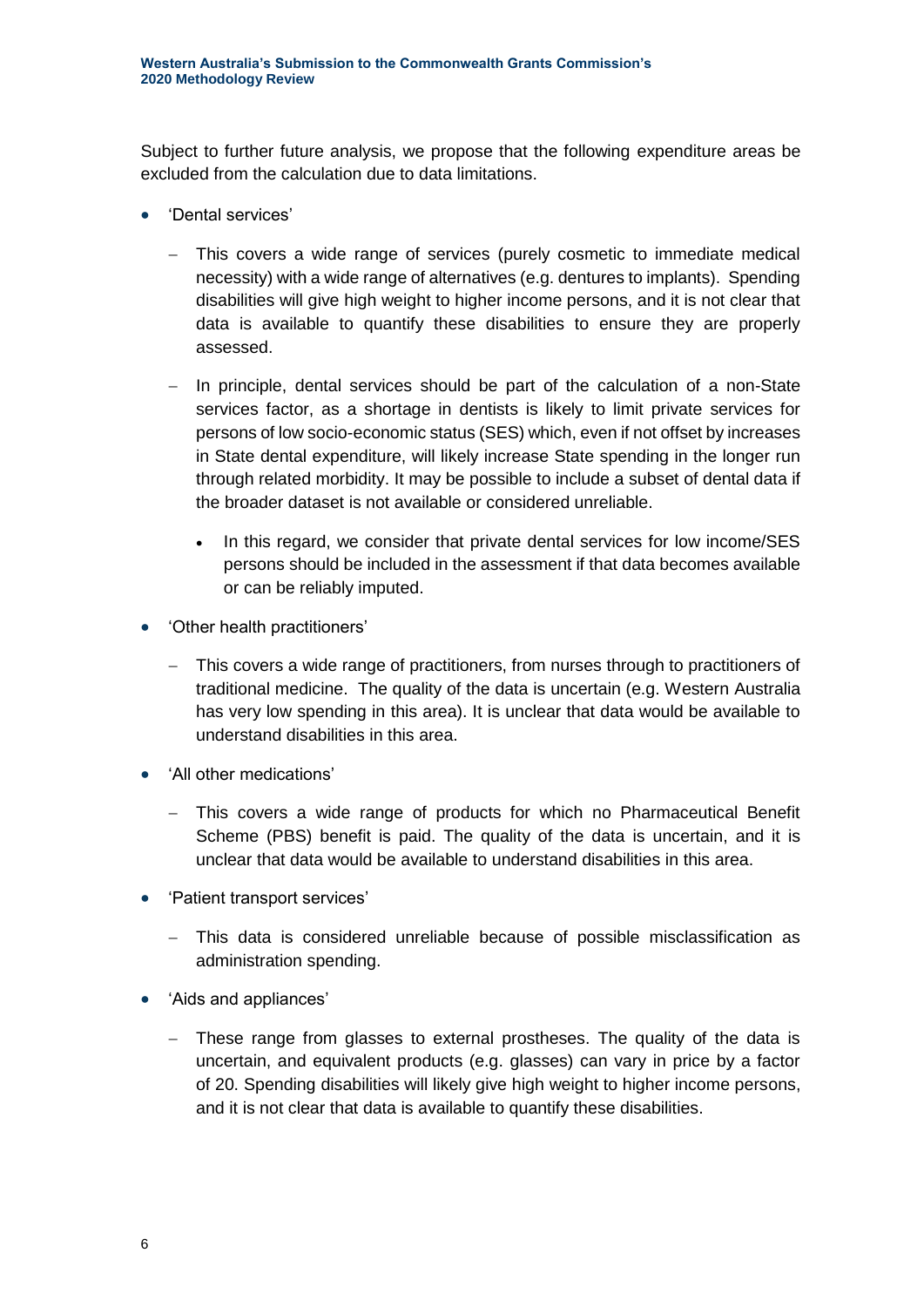Subject to further future analysis, we propose that the following expenditure areas be excluded from the calculation due to data limitations.

- 'Dental services'
  - This covers a wide range of services (purely cosmetic to immediate medical necessity) with a wide range of alternatives (e.g. dentures to implants). Spending disabilities will give high weight to higher income persons, and it is not clear that data is available to quantify these disabilities to ensure they are properly assessed.
  - In principle, dental services should be part of the calculation of a non-State services factor, as a shortage in dentists is likely to limit private services for persons of low socio-economic status (SES) which, even if not offset by increases in State dental expenditure, will likely increase State spending in the longer run through related morbidity. It may be possible to include a subset of dental data if the broader dataset is not available or considered unreliable.
    - In this regard, we consider that private dental services for low income/SES persons should be included in the assessment if that data becomes available or can be reliably imputed.
- 'Other health practitioners'
  - This covers a wide range of practitioners, from nurses through to practitioners of traditional medicine. The quality of the data is uncertain (e.g. Western Australia has very low spending in this area). It is unclear that data would be available to understand disabilities in this area.
- 'All other medications'
  - This covers a wide range of products for which no Pharmaceutical Benefit Scheme (PBS) benefit is paid. The quality of the data is uncertain, and it is unclear that data would be available to understand disabilities in this area.
- 'Patient transport services'
  - This data is considered unreliable because of possible misclassification as administration spending.
- 'Aids and appliances'
  - These range from glasses to external prostheses. The quality of the data is uncertain, and equivalent products (e.g. glasses) can vary in price by a factor of 20. Spending disabilities will likely give high weight to higher income persons, and it is not clear that data is available to quantify these disabilities.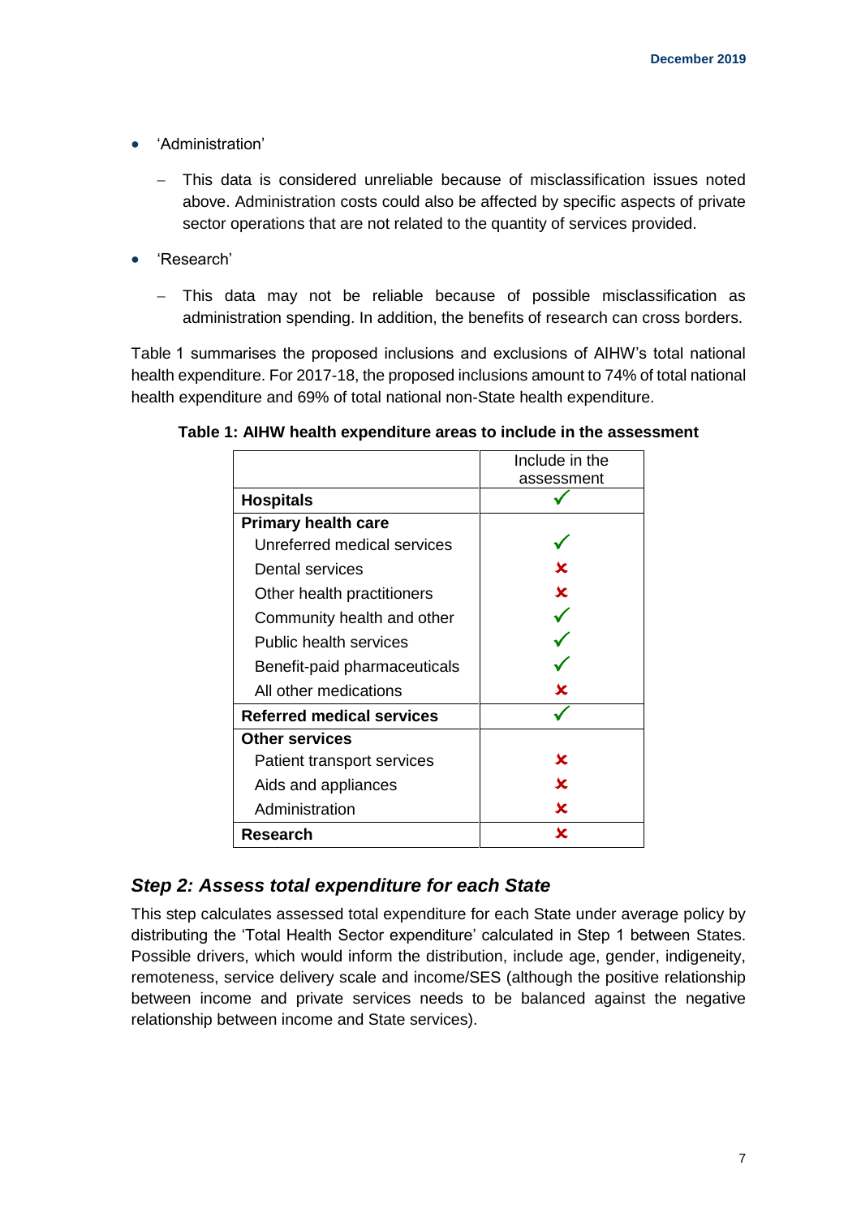- 'Administration'
  - This data is considered unreliable because of misclassification issues noted above. Administration costs could also be affected by specific aspects of private sector operations that are not related to the quantity of services provided.
- 'Research'
  - This data may not be reliable because of possible misclassification as administration spending. In addition, the benefits of research can cross borders.

Table 1 summarises the proposed inclusions and exclusions of AIHW's total national health expenditure. For 2017-18, the proposed inclusions amount to 74% of total national health expenditure and 69% of total national non-State health expenditure.

**Table 1: AIHW health expenditure areas to include in the assessment**

| | Include in the assessment |
|---|---|
| **Hospitals** | ✓ |
| **Primary health care** | |
| Unreferred medical services | ✓ |
| Dental services | ✗ |
| Other health practitioners | ✗ |
| Community health and other | ✓ |
| Public health services | ✓ |
| Benefit-paid pharmaceuticals | ✓ |
| All other medications | ✗ |
| **Referred medical services** | ✓ |
| **Other services** | |
| Patient transport services | ✗ |
| Aids and appliances | ✗ |
| Administration | ✗ |
| **Research** | ✗ |

## *Step 2: Assess total expenditure for each State*

This step calculates assessed total expenditure for each State under average policy by distributing the 'Total Health Sector expenditure' calculated in Step 1 between States. Possible drivers, which would inform the distribution, include age, gender, indigeneity, remoteness, service delivery scale and income/SES (although the positive relationship between income and private services needs to be balanced against the negative relationship between income and State services).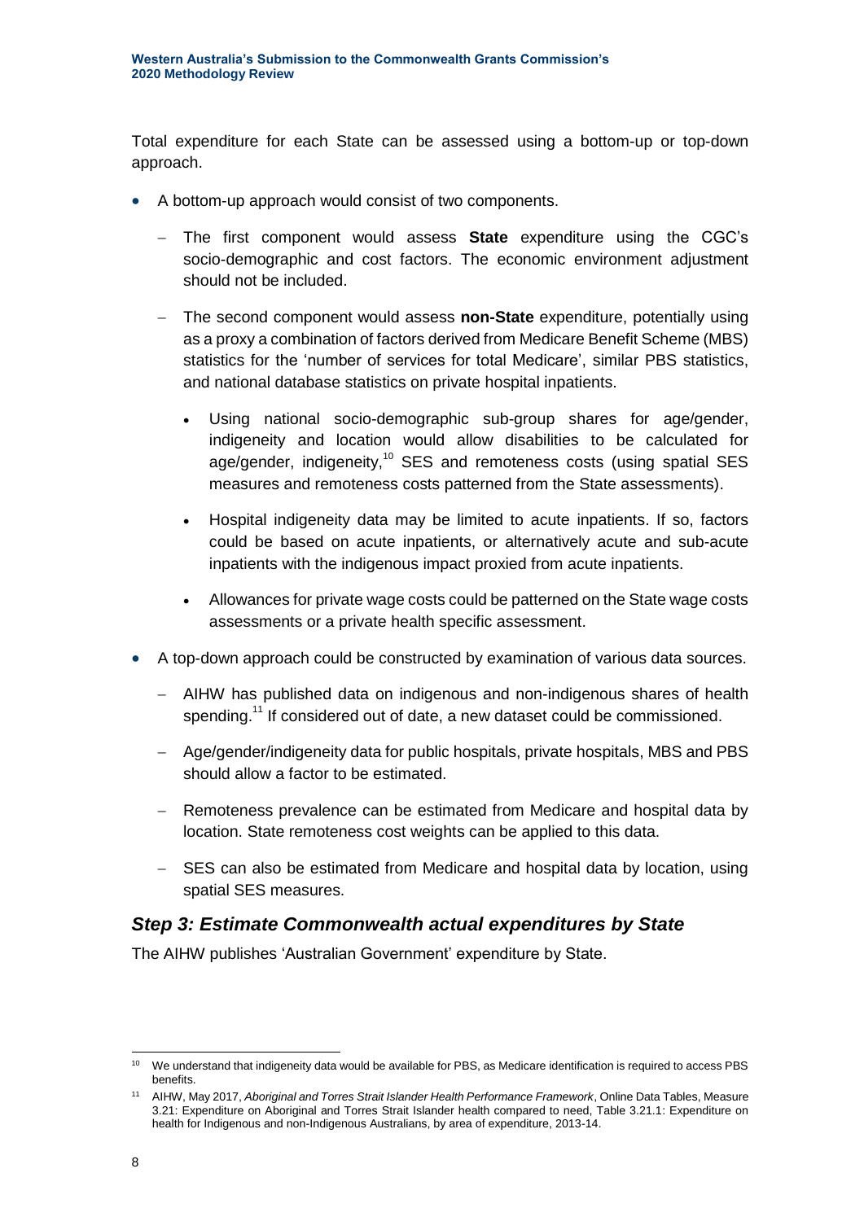Total expenditure for each State can be assessed using a bottom-up or top-down approach.

- A bottom-up approach would consist of two components.
  - The first component would assess **State** expenditure using the CGC's socio-demographic and cost factors. The economic environment adjustment should not be included.
  - The second component would assess **non-State** expenditure, potentially using as a proxy a combination of factors derived from Medicare Benefit Scheme (MBS) statistics for the 'number of services for total Medicare', similar PBS statistics, and national database statistics on private hospital inpatients.
    - Using national socio-demographic sub-group shares for age/gender, indigeneity and location would allow disabilities to be calculated for age/gender, indigeneity,[10] SES and remoteness costs (using spatial SES measures and remoteness costs patterned from the State assessments).
    - Hospital indigeneity data may be limited to acute inpatients. If so, factors could be based on acute inpatients, or alternatively acute and sub-acute inpatients with the indigenous impact proxied from acute inpatients.
    - Allowances for private wage costs could be patterned on the State wage costs assessments or a private health specific assessment.
- A top-down approach could be constructed by examination of various data sources.
  - AIHW has published data on indigenous and non-indigenous shares of health spending.[11] If considered out of date, a new dataset could be commissioned.
  - Age/gender/indigeneity data for public hospitals, private hospitals, MBS and PBS should allow a factor to be estimated.
  - Remoteness prevalence can be estimated from Medicare and hospital data by location. State remoteness cost weights can be applied to this data.
  - SES can also be estimated from Medicare and hospital data by location, using spatial SES measures.

### *Step 3: Estimate Commonwealth actual expenditures by State*

The AIHW publishes 'Australian Government' expenditure by State.

---

[10] We understand that indigeneity data would be available for PBS, as Medicare identification is required to access PBS benefits.

[11] AIHW, May 2017, *Aboriginal and Torres Strait Islander Health Performance Framework*, Online Data Tables, Measure 3.21: Expenditure on Aboriginal and Torres Strait Islander health compared to need, Table 3.21.1: Expenditure on health for Indigenous and non-Indigenous Australians, by area of expenditure, 2013-14.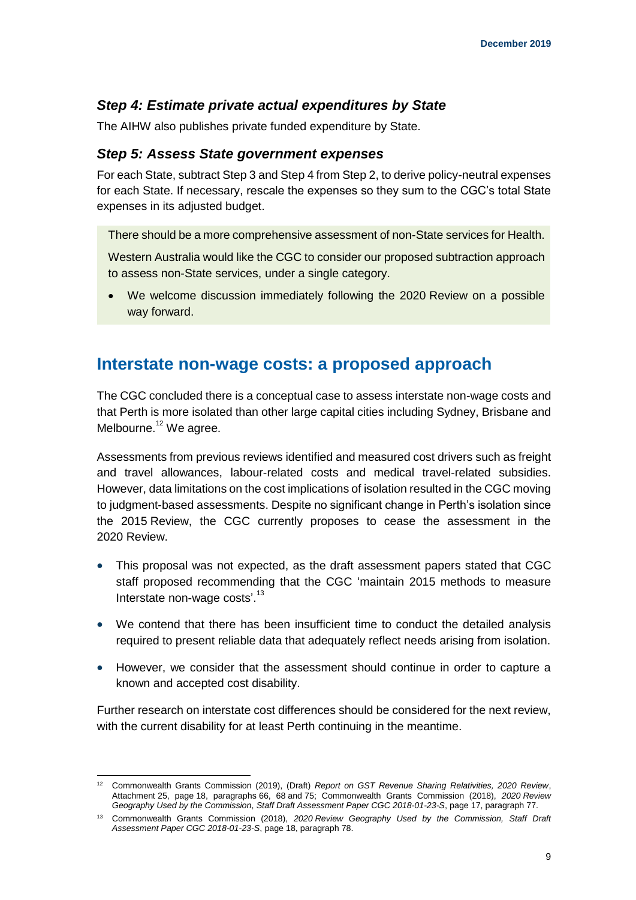### *Step 4: Estimate private actual expenditures by State*

The AIHW also publishes private funded expenditure by State.

### *Step 5: Assess State government expenses*

For each State, subtract Step 3 and Step 4 from Step 2, to derive policy-neutral expenses for each State. If necessary, rescale the expenses so they sum to the CGC's total State expenses in its adjusted budget.

> There should be a more comprehensive assessment of non-State services for Health.
>
> Western Australia would like the CGC to consider our proposed subtraction approach to assess non-State services, under a single category.
>
> - We welcome discussion immediately following the 2020 Review on a possible way forward.

## Interstate non-wage costs: a proposed approach

The CGC concluded there is a conceptual case to assess interstate non-wage costs and that Perth is more isolated than other large capital cities including Sydney, Brisbane and Melbourne.[12] We agree.

Assessments from previous reviews identified and measured cost drivers such as freight and travel allowances, labour-related costs and medical travel-related subsidies. However, data limitations on the cost implications of isolation resulted in the CGC moving to judgment-based assessments. Despite no significant change in Perth's isolation since the 2015 Review, the CGC currently proposes to cease the assessment in the 2020 Review.

- This proposal was not expected, as the draft assessment papers stated that CGC staff proposed recommending that the CGC 'maintain 2015 methods to measure Interstate non-wage costs'.[13]
- We contend that there has been insufficient time to conduct the detailed analysis required to present reliable data that adequately reflect needs arising from isolation.
- However, we consider that the assessment should continue in order to capture a known and accepted cost disability.

Further research on interstate cost differences should be considered for the next review, with the current disability for at least Perth continuing in the meantime.

---

[12] Commonwealth Grants Commission (2019), (Draft) *Report on GST Revenue Sharing Relativities, 2020 Review*, Attachment 25, page 18, paragraphs 66, 68 and 75; Commonwealth Grants Commission (2018), *2020 Review Geography Used by the Commission*, *Staff Draft Assessment Paper CGC 2018-01-23-S*, page 17, paragraph 77.

[13] Commonwealth Grants Commission (2018), *2020 Review Geography Used by the Commission, Staff Draft Assessment Paper CGC 2018-01-23-S*, page 18, paragraph 78.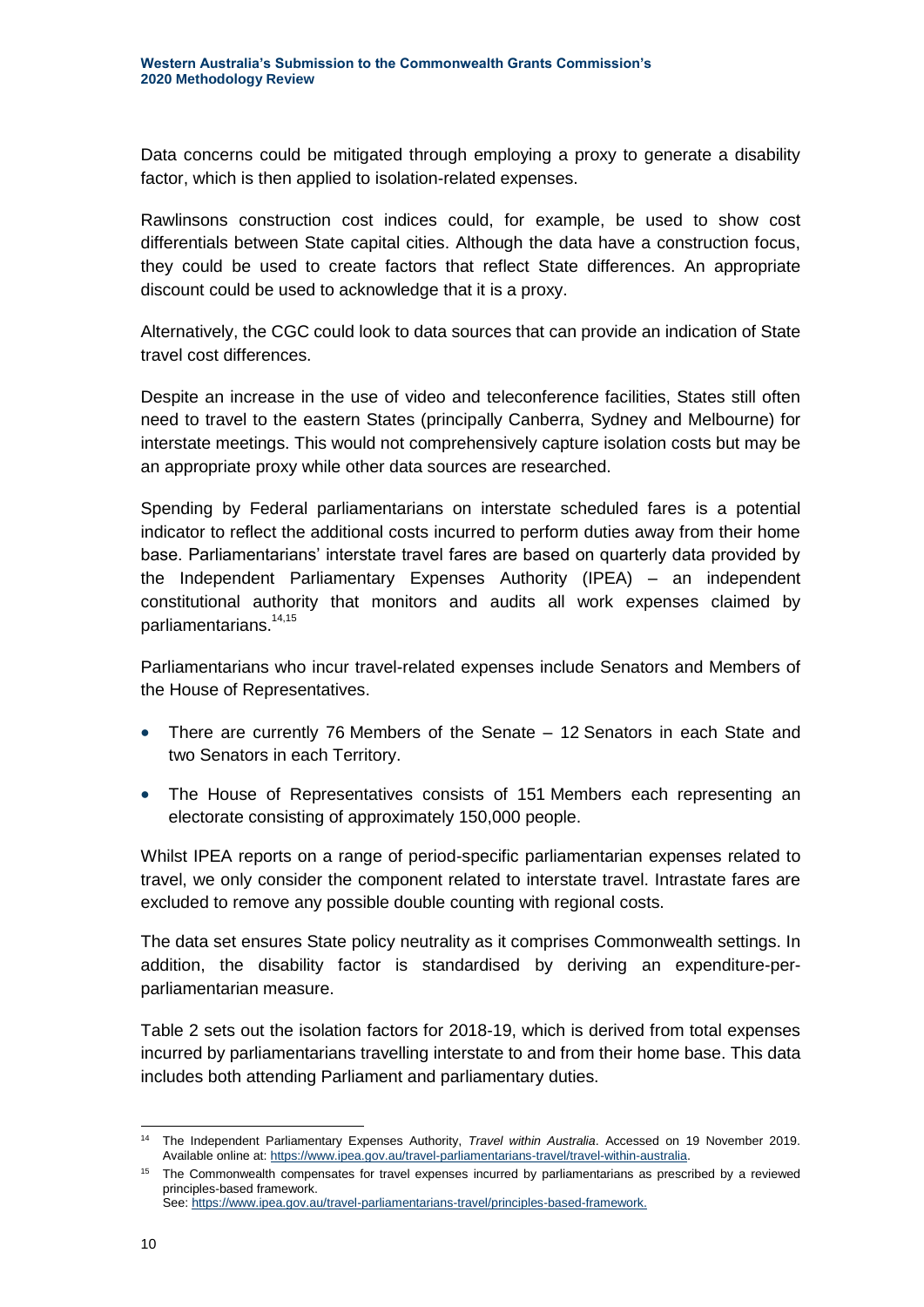Data concerns could be mitigated through employing a proxy to generate a disability factor, which is then applied to isolation-related expenses.

Rawlinsons construction cost indices could, for example, be used to show cost differentials between State capital cities. Although the data have a construction focus, they could be used to create factors that reflect State differences. An appropriate discount could be used to acknowledge that it is a proxy.

Alternatively, the CGC could look to data sources that can provide an indication of State travel cost differences.

Despite an increase in the use of video and teleconference facilities, States still often need to travel to the eastern States (principally Canberra, Sydney and Melbourne) for interstate meetings. This would not comprehensively capture isolation costs but may be an appropriate proxy while other data sources are researched.

Spending by Federal parliamentarians on interstate scheduled fares is a potential indicator to reflect the additional costs incurred to perform duties away from their home base. Parliamentarians' interstate travel fares are based on quarterly data provided by the Independent Parliamentary Expenses Authority (IPEA) – an independent constitutional authority that monitors and audits all work expenses claimed by parliamentarians.[14,15]

Parliamentarians who incur travel-related expenses include Senators and Members of the House of Representatives.

- There are currently 76 Members of the Senate – 12 Senators in each State and two Senators in each Territory.
- The House of Representatives consists of 151 Members each representing an electorate consisting of approximately 150,000 people.

Whilst IPEA reports on a range of period-specific parliamentarian expenses related to travel, we only consider the component related to interstate travel. Intrastate fares are excluded to remove any possible double counting with regional costs.

The data set ensures State policy neutrality as it comprises Commonwealth settings. In addition, the disability factor is standardised by deriving an expenditure-per-parliamentarian measure.

Table 2 sets out the isolation factors for 2018-19, which is derived from total expenses incurred by parliamentarians travelling interstate to and from their home base. This data includes both attending Parliament and parliamentary duties.

---

[14] The Independent Parliamentary Expenses Authority, *Travel within Australia*. Accessed on 19 November 2019. Available online at: https://www.ipea.gov.au/travel-parliamentarians-travel/travel-within-australia.

[15] The Commonwealth compensates for travel expenses incurred by parliamentarians as prescribed by a reviewed principles-based framework.
See: https://www.ipea.gov.au/travel-parliamentarians-travel/principles-based-framework.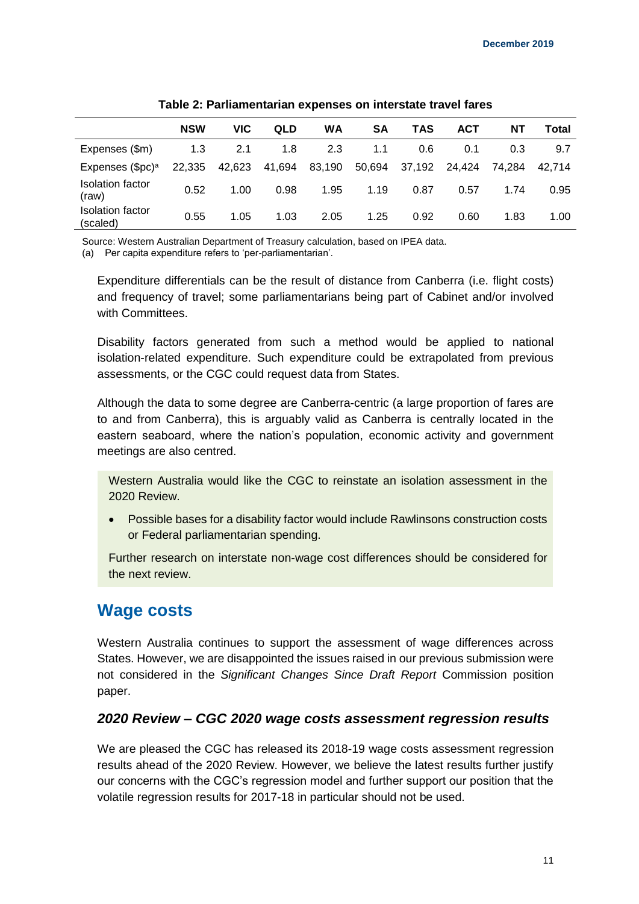**Table 2: Parliamentarian expenses on interstate travel fares**

| | NSW | VIC | QLD | WA | SA | TAS | ACT | NT | Total |
|---|---|---|---|---|---|---|---|---|---|
| Expenses ($m) | 1.3 | 2.1 | 1.8 | 2.3 | 1.1 | 0.6 | 0.1 | 0.3 | 9.7 |
| Expenses ($pc)[a] | 22,335 | 42,623 | 41,694 | 83,190 | 50,694 | 37,192 | 24,424 | 74,284 | 42,714 |
| Isolation factor (raw) | 0.52 | 1.00 | 0.98 | 1.95 | 1.19 | 0.87 | 0.57 | 1.74 | 0.95 |
| Isolation factor (scaled) | 0.55 | 1.05 | 1.03 | 2.05 | 1.25 | 0.92 | 0.60 | 1.83 | 1.00 |

Source: Western Australian Department of Treasury calculation, based on IPEA data.
(a) Per capita expenditure refers to 'per-parliamentarian'.

Expenditure differentials can be the result of distance from Canberra (i.e. flight costs) and frequency of travel; some parliamentarians being part of Cabinet and/or involved with Committees.

Disability factors generated from such a method would be applied to national isolation-related expenditure. Such expenditure could be extrapolated from previous assessments, or the CGC could request data from States.

Although the data to some degree are Canberra-centric (a large proportion of fares are to and from Canberra), this is arguably valid as Canberra is centrally located in the eastern seaboard, where the nation's population, economic activity and government meetings are also centred.

> Western Australia would like the CGC to reinstate an isolation assessment in the 2020 Review.
>
> - Possible bases for a disability factor would include Rawlinsons construction costs or Federal parliamentarian spending.
>
> Further research on interstate non-wage cost differences should be considered for the next review.

## Wage costs

Western Australia continues to support the assessment of wage differences across States. However, we are disappointed the issues raised in our previous submission were not considered in the *Significant Changes Since Draft Report* Commission position paper.

### *2020 Review – CGC 2020 wage costs assessment regression results*

We are pleased the CGC has released its 2018-19 wage costs assessment regression results ahead of the 2020 Review. However, we believe the latest results further justify our concerns with the CGC's regression model and further support our position that the volatile regression results for 2017-18 in particular should not be used.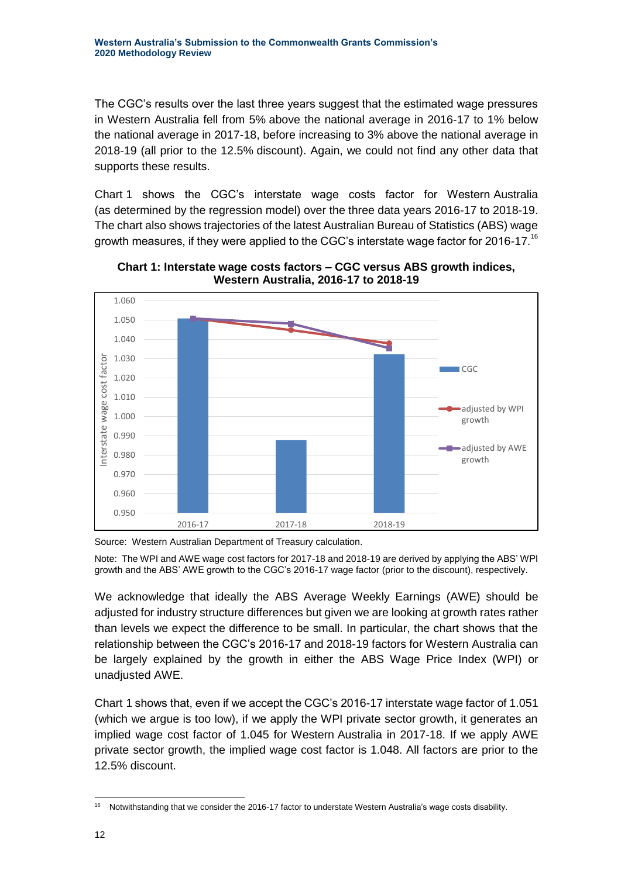The CGC's results over the last three years suggest that the estimated wage pressures in Western Australia fell from 5% above the national average in 2016-17 to 1% below the national average in 2017-18, before increasing to 3% above the national average in 2018-19 (all prior to the 12.5% discount). Again, we could not find any other data that supports these results.

Chart 1 shows the CGC's interstate wage costs factor for Western Australia (as determined by the regression model) over the three data years 2016-17 to 2018-19. The chart also shows trajectories of the latest Australian Bureau of Statistics (ABS) wage growth measures, if they were applied to the CGC's interstate wage factor for 2016-17.[16]

**Chart 1: Interstate wage costs factors – CGC versus ABS growth indices, Western Australia, 2016-17 to 2018-19**

Source: Western Australian Department of Treasury calculation.

Note: The WPI and AWE wage cost factors for 2017-18 and 2018-19 are derived by applying the ABS' WPI growth and the ABS' AWE growth to the CGC's 2016-17 wage factor (prior to the discount), respectively.

We acknowledge that ideally the ABS Average Weekly Earnings (AWE) should be adjusted for industry structure differences but given we are looking at growth rates rather than levels we expect the difference to be small. In particular, the chart shows that the relationship between the CGC's 2016-17 and 2018-19 factors for Western Australia can be largely explained by the growth in either the ABS Wage Price Index (WPI) or unadjusted AWE.

Chart 1 shows that, even if we accept the CGC's 2016-17 interstate wage factor of 1.051 (which we argue is too low), if we apply the WPI private sector growth, it generates an implied wage cost factor of 1.045 for Western Australia in 2017-18. If we apply AWE private sector growth, the implied wage cost factor is 1.048. All factors are prior to the 12.5% discount.

[16] Notwithstanding that we consider the 2016-17 factor to understate Western Australia's wage costs disability.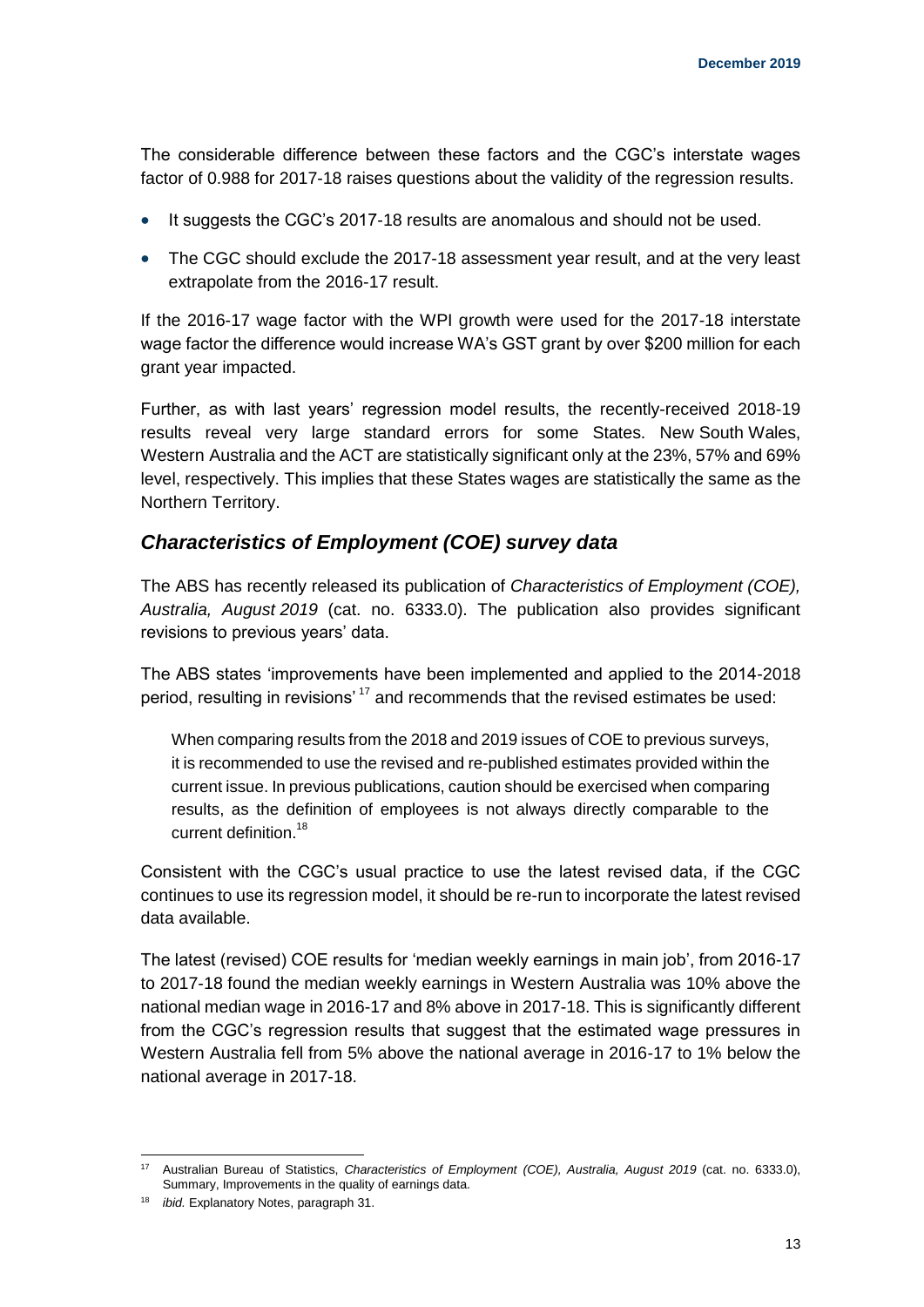The considerable difference between these factors and the CGC's interstate wages factor of 0.988 for 2017-18 raises questions about the validity of the regression results.

- It suggests the CGC's 2017-18 results are anomalous and should not be used.
- The CGC should exclude the 2017-18 assessment year result, and at the very least extrapolate from the 2016-17 result.

If the 2016-17 wage factor with the WPI growth were used for the 2017-18 interstate wage factor the difference would increase WA's GST grant by over $200 million for each grant year impacted.

Further, as with last years' regression model results, the recently-received 2018-19 results reveal very large standard errors for some States. New South Wales, Western Australia and the ACT are statistically significant only at the 23%, 57% and 69% level, respectively. This implies that these States wages are statistically the same as the Northern Territory.

## *Characteristics of Employment (COE) survey data*

The ABS has recently released its publication of *Characteristics of Employment (COE), Australia, August 2019* (cat. no. 6333.0). The publication also provides significant revisions to previous years' data.

The ABS states 'improvements have been implemented and applied to the 2014-2018 period, resulting in revisions'[17] and recommends that the revised estimates be used:

> When comparing results from the 2018 and 2019 issues of COE to previous surveys, it is recommended to use the revised and re-published estimates provided within the current issue. In previous publications, caution should be exercised when comparing results, as the definition of employees is not always directly comparable to the current definition.[18]

Consistent with the CGC's usual practice to use the latest revised data, if the CGC continues to use its regression model, it should be re-run to incorporate the latest revised data available.

The latest (revised) COE results for 'median weekly earnings in main job', from 2016-17 to 2017-18 found the median weekly earnings in Western Australia was 10% above the national median wage in 2016-17 and 8% above in 2017-18. This is significantly different from the CGC's regression results that suggest that the estimated wage pressures in Western Australia fell from 5% above the national average in 2016-17 to 1% below the national average in 2017-18.

---

[17] Australian Bureau of Statistics, *Characteristics of Employment (COE), Australia, August 2019* (cat. no. 6333.0), Summary, Improvements in the quality of earnings data.

[18] *ibid.* Explanatory Notes, paragraph 31.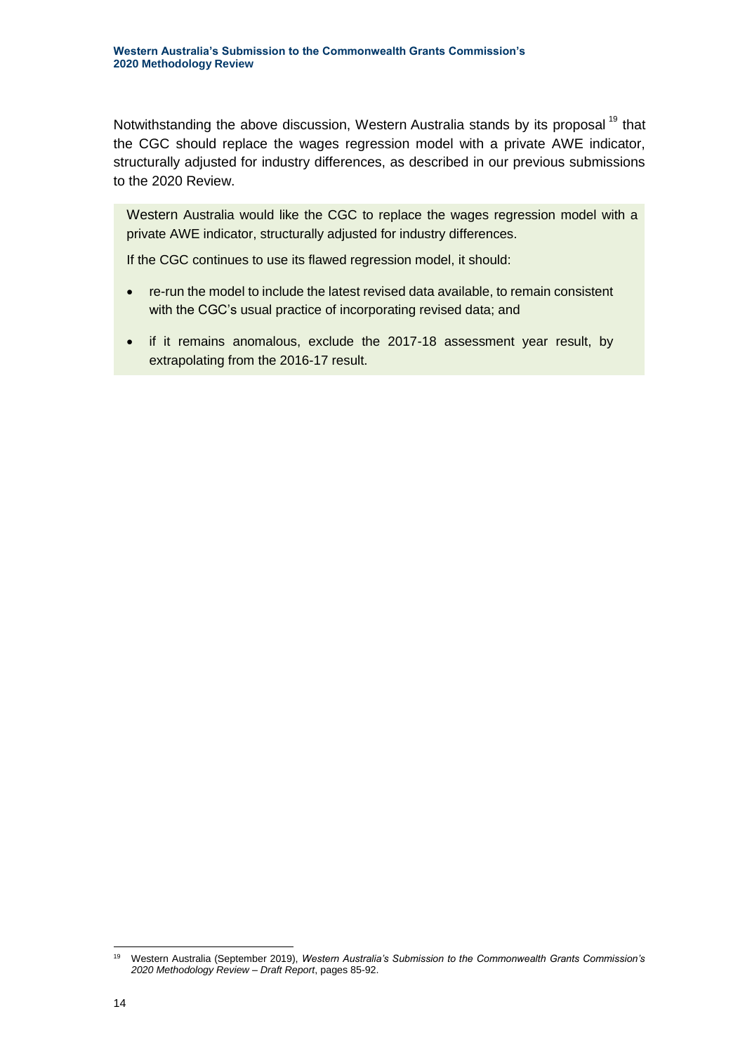Notwithstanding the above discussion, Western Australia stands by its proposal [19] that the CGC should replace the wages regression model with a private AWE indicator, structurally adjusted for industry differences, as described in our previous submissions to the 2020 Review.

> Western Australia would like the CGC to replace the wages regression model with a private AWE indicator, structurally adjusted for industry differences.
>
> If the CGC continues to use its flawed regression model, it should:
>
> - re-run the model to include the latest revised data available, to remain consistent with the CGC's usual practice of incorporating revised data; and
> - if it remains anomalous, exclude the 2017-18 assessment year result, by extrapolating from the 2016-17 result.

[19] Western Australia (September 2019), *Western Australia's Submission to the Commonwealth Grants Commission's 2020 Methodology Review – Draft Report*, pages 85-92.